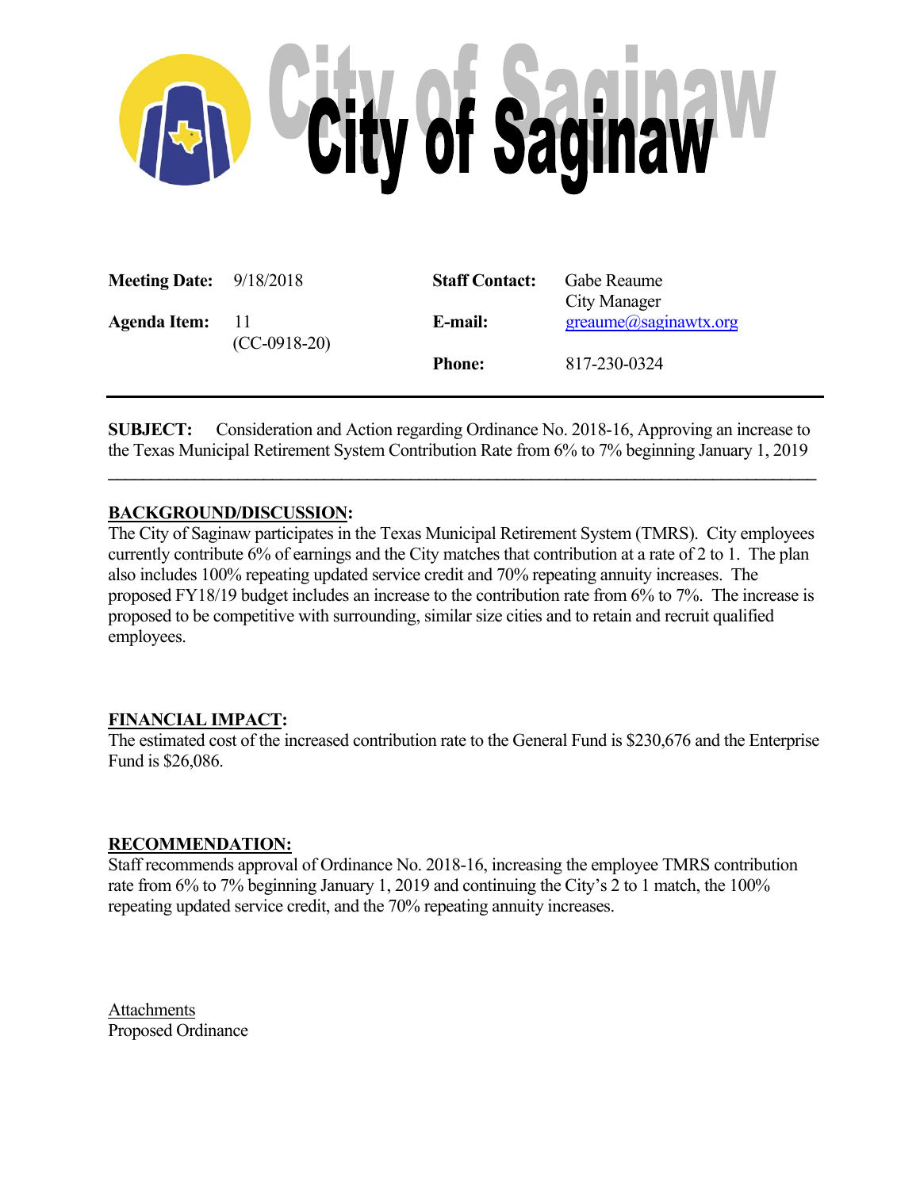# City of Saginaw

| | | | |
|---|---|---|---|
| **Meeting Date:** | 9/18/2018 | **Staff Contact:** | Gabe Reaume<br>City Manager |
| **Agenda Item:** | 11<br>(CC-0918-20) | **E-mail:** | greaume@saginawtx.org |
| | | **Phone:** | 817-230-0324 |

**SUBJECT:** Consideration and Action regarding Ordinance No. 2018-16, Approving an increase to the Texas Municipal Retirement System Contribution Rate from 6% to 7% beginning January 1, 2019

---

**BACKGROUND/DISCUSSION:**

The City of Saginaw participates in the Texas Municipal Retirement System (TMRS). City employees currently contribute 6% of earnings and the City matches that contribution at a rate of 2 to 1. The plan also includes 100% repeating updated service credit and 70% repeating annuity increases. The proposed FY18/19 budget includes an increase to the contribution rate from 6% to 7%. The increase is proposed to be competitive with surrounding, similar size cities and to retain and recruit qualified employees.

**FINANCIAL IMPACT:**

The estimated cost of the increased contribution rate to the General Fund is $230,676 and the Enterprise Fund is $26,086.

**RECOMMENDATION:**

Staff recommends approval of Ordinance No. 2018-16, increasing the employee TMRS contribution rate from 6% to 7% beginning January 1, 2019 and continuing the City's 2 to 1 match, the 100% repeating updated service credit, and the 70% repeating annuity increases.

Attachments

Proposed Ordinance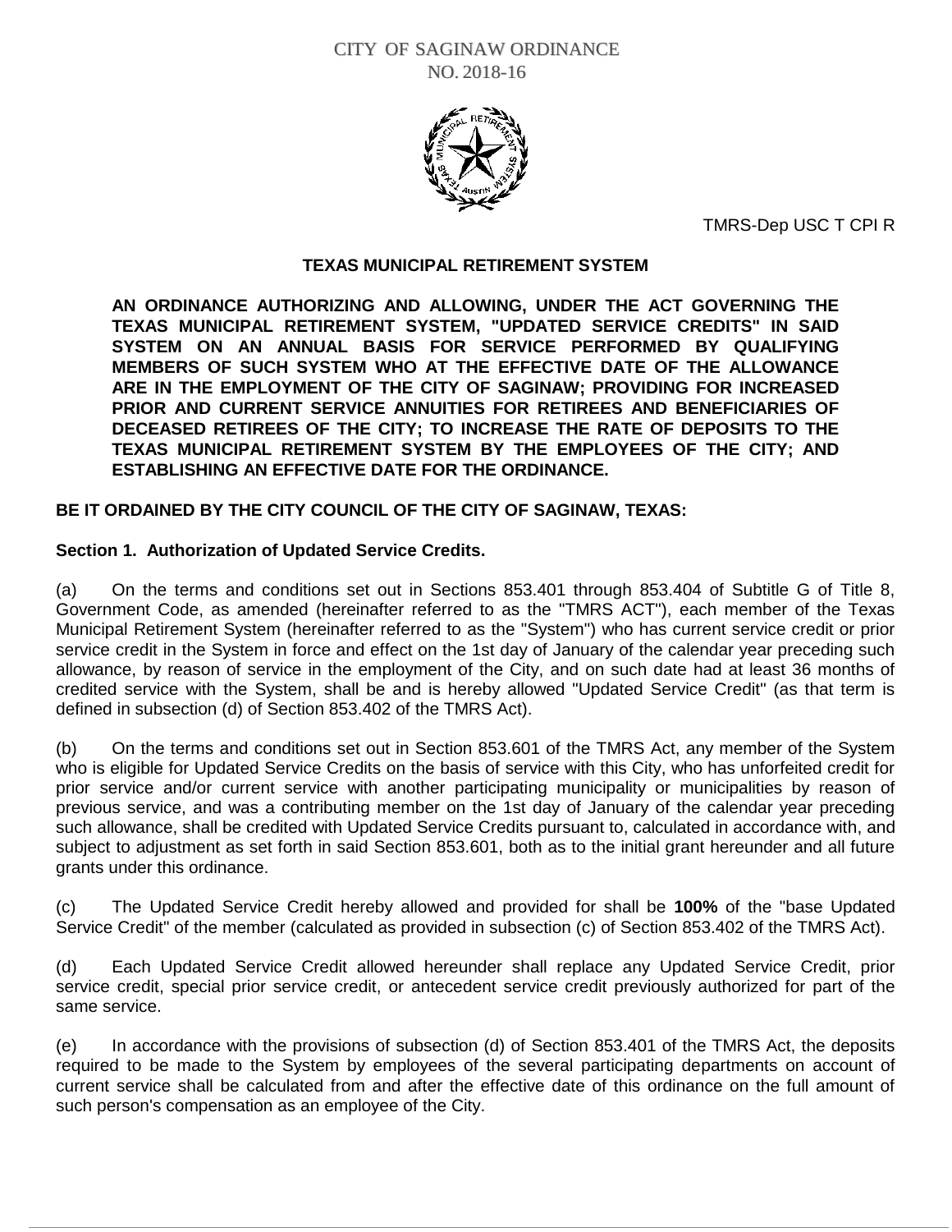CITY OF SAGINAW ORDINANCE
NO. 2018-16

TMRS-Dep USC T CPI R

**TEXAS MUNICIPAL RETIREMENT SYSTEM**

**AN ORDINANCE AUTHORIZING AND ALLOWING, UNDER THE ACT GOVERNING THE TEXAS MUNICIPAL RETIREMENT SYSTEM, "UPDATED SERVICE CREDITS" IN SAID SYSTEM ON AN ANNUAL BASIS FOR SERVICE PERFORMED BY QUALIFYING MEMBERS OF SUCH SYSTEM WHO AT THE EFFECTIVE DATE OF THE ALLOWANCE ARE IN THE EMPLOYMENT OF THE CITY OF SAGINAW; PROVIDING FOR INCREASED PRIOR AND CURRENT SERVICE ANNUITIES FOR RETIREES AND BENEFICIARIES OF DECEASED RETIREES OF THE CITY; TO INCREASE THE RATE OF DEPOSITS TO THE TEXAS MUNICIPAL RETIREMENT SYSTEM BY THE EMPLOYEES OF THE CITY; AND ESTABLISHING AN EFFECTIVE DATE FOR THE ORDINANCE.**

**BE IT ORDAINED BY THE CITY COUNCIL OF THE CITY OF SAGINAW, TEXAS:**

**Section 1. Authorization of Updated Service Credits.**

(a) On the terms and conditions set out in Sections 853.401 through 853.404 of Subtitle G of Title 8, Government Code, as amended (hereinafter referred to as the "TMRS ACT"), each member of the Texas Municipal Retirement System (hereinafter referred to as the "System") who has current service credit or prior service credit in the System in force and effect on the 1st day of January of the calendar year preceding such allowance, by reason of service in the employment of the City, and on such date had at least 36 months of credited service with the System, shall be and is hereby allowed "Updated Service Credit" (as that term is defined in subsection (d) of Section 853.402 of the TMRS Act).

(b) On the terms and conditions set out in Section 853.601 of the TMRS Act, any member of the System who is eligible for Updated Service Credits on the basis of service with this City, who has unforfeited credit for prior service and/or current service with another participating municipality or municipalities by reason of previous service, and was a contributing member on the 1st day of January of the calendar year preceding such allowance, shall be credited with Updated Service Credits pursuant to, calculated in accordance with, and subject to adjustment as set forth in said Section 853.601, both as to the initial grant hereunder and all future grants under this ordinance.

(c) The Updated Service Credit hereby allowed and provided for shall be **100%** of the "base Updated Service Credit" of the member (calculated as provided in subsection (c) of Section 853.402 of the TMRS Act).

(d) Each Updated Service Credit allowed hereunder shall replace any Updated Service Credit, prior service credit, special prior service credit, or antecedent service credit previously authorized for part of the same service.

(e) In accordance with the provisions of subsection (d) of Section 853.401 of the TMRS Act, the deposits required to be made to the System by employees of the several participating departments on account of current service shall be calculated from and after the effective date of this ordinance on the full amount of such person's compensation as an employee of the City.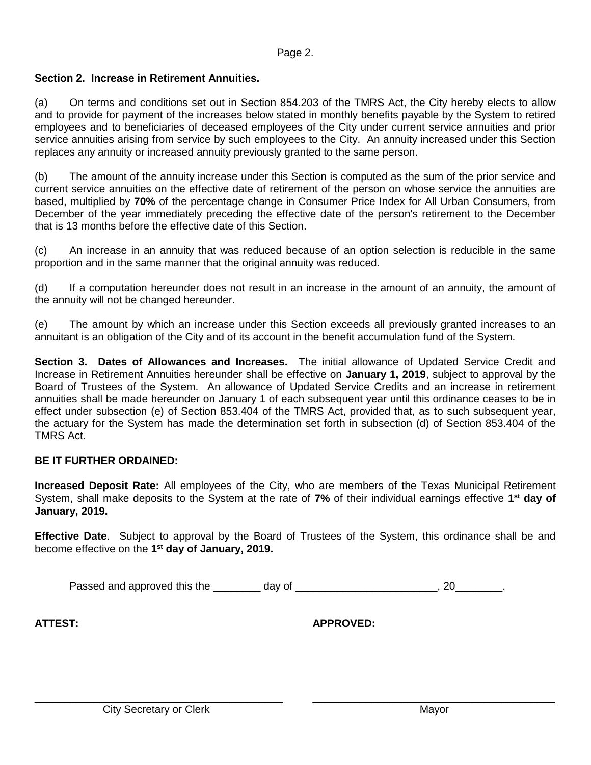**Section 2. Increase in Retirement Annuities.**

(a) On terms and conditions set out in Section 854.203 of the TMRS Act, the City hereby elects to allow and to provide for payment of the increases below stated in monthly benefits payable by the System to retired employees and to beneficiaries of deceased employees of the City under current service annuities and prior service annuities arising from service by such employees to the City. An annuity increased under this Section replaces any annuity or increased annuity previously granted to the same person.

(b) The amount of the annuity increase under this Section is computed as the sum of the prior service and current service annuities on the effective date of retirement of the person on whose service the annuities are based, multiplied by **70%** of the percentage change in Consumer Price Index for All Urban Consumers, from December of the year immediately preceding the effective date of the person's retirement to the December that is 13 months before the effective date of this Section.

(c) An increase in an annuity that was reduced because of an option selection is reducible in the same proportion and in the same manner that the original annuity was reduced.

(d) If a computation hereunder does not result in an increase in the amount of an annuity, the amount of the annuity will not be changed hereunder.

(e) The amount by which an increase under this Section exceeds all previously granted increases to an annuitant is an obligation of the City and of its account in the benefit accumulation fund of the System.

**Section 3. Dates of Allowances and Increases.** The initial allowance of Updated Service Credit and Increase in Retirement Annuities hereunder shall be effective on **January 1, 2019**, subject to approval by the Board of Trustees of the System. An allowance of Updated Service Credits and an increase in retirement annuities shall be made hereunder on January 1 of each subsequent year until this ordinance ceases to be in effect under subsection (e) of Section 853.404 of the TMRS Act, provided that, as to such subsequent year, the actuary for the System has made the determination set forth in subsection (d) of Section 853.404 of the TMRS Act.

**BE IT FURTHER ORDAINED:**

**Increased Deposit Rate:** All employees of the City, who are members of the Texas Municipal Retirement System, shall make deposits to the System at the rate of **7%** of their individual earnings effective **1st day of January, 2019.**

**Effective Date**. Subject to approval by the Board of Trustees of the System, this ordinance shall be and become effective on the **1st day of January, 2019.**

Passed and approved this the ________ day of ________________________, 20________.

**ATTEST:**

**APPROVED:**

______________________________
City Secretary or Clerk

______________________________
Mayor